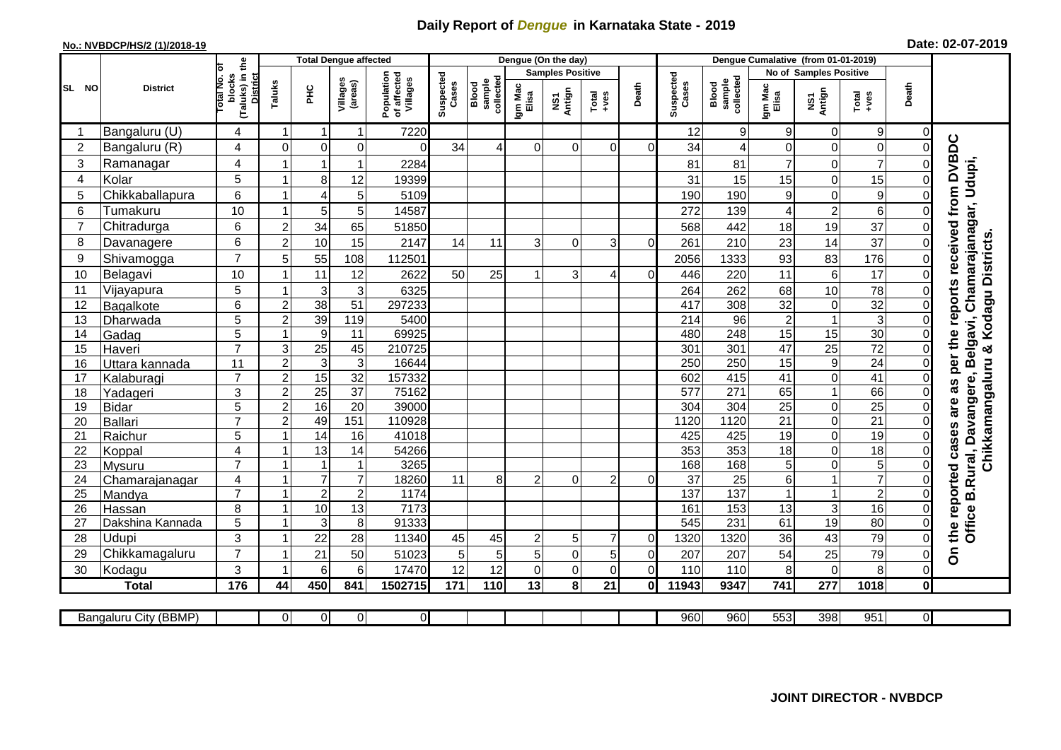# Daily Report of *Dengue* in Karnataka State - 2019

**No.: NVBDCP/HS/2 (1)/2018-19**

**Date: 02-07-2019**

| SL NO | District | Total No. of blocks (Taluks) in the District | Total Dengue affected | | | | Dengue (On the day) | | | | | | | Dengue Cumalative (from 01-01-2019) | | | | | | | |
|---|---|---|---|---|---|---|---|---|---|---|---|---|---|---|---|---|---|---|---|---|
| | | | Taluks | PHC | Villages (areas) | Population of affected Villages | Suspected Cases | Blood sample collected | Samples Positive | | | Death | Suspected Cases | Blood sample collected | No of Samples Positive | | | Death | |
| | | | | | | | | | Igm Mac Elisa | NS1 Antign | Total +ves | | | | Igm Mac Elisa | NS1 Antign | Total +ves | | |
| 1 | Bangaluru (U) | 4 | 1 | 1 | 1 | 7220 | | | | | | | 12 | 9 | 9 | 0 | 9 | 0 | On the reported cases are as per the reports received from DVBDC Office B.Rural, Davangere, Belgavi, Chamarajanagar, Udupi, Chikkamangaluru & Kodagu Districts. |
| 2 | Bangaluru (R) | 4 | 0 | 0 | 0 | 0 | 34 | 4 | 0 | 0 | 0 | 0 | 34 | 4 | 0 | 0 | 0 | 0 | |
| 3 | Ramanagar | 4 | 1 | 1 | 1 | 2284 | | | | | | | 81 | 81 | 7 | 0 | 7 | 0 | |
| 4 | Kolar | 5 | 1 | 8 | 12 | 19399 | | | | | | | 31 | 15 | 15 | 0 | 15 | 0 | |
| 5 | Chikkaballapura | 6 | 1 | 4 | 5 | 5109 | | | | | | | 190 | 190 | 9 | 0 | 9 | 0 | |
| 6 | Tumakuru | 10 | 1 | 5 | 5 | 14587 | | | | | | | 272 | 139 | 4 | 2 | 6 | 0 | |
| 7 | Chitradurga | 6 | 2 | 34 | 65 | 51850 | | | | | | | 568 | 442 | 18 | 19 | 37 | 0 | |
| 8 | Davanagere | 6 | 2 | 10 | 15 | 2147 | 14 | 11 | 3 | 0 | 3 | 0 | 261 | 210 | 23 | 14 | 37 | 0 | |
| 9 | Shivamogga | 7 | 5 | 55 | 108 | 112501 | | | | | | | 2056 | 1333 | 93 | 83 | 176 | 0 | |
| 10 | Belagavi | 10 | 1 | 11 | 12 | 2622 | 50 | 25 | 1 | 3 | 4 | 0 | 446 | 220 | 11 | 6 | 17 | 0 | |
| 11 | Vijayapura | 5 | 1 | 3 | 3 | 6325 | | | | | | | 264 | 262 | 68 | 10 | 78 | 0 | |
| 12 | Bagalkote | 6 | 2 | 38 | 51 | 297233 | | | | | | | 417 | 308 | 32 | 0 | 32 | 0 | |
| 13 | Dharwada | 5 | 2 | 39 | 119 | 5400 | | | | | | | 214 | 96 | 2 | 1 | 3 | 0 | |
| 14 | Gadag | 5 | 1 | 9 | 11 | 69925 | | | | | | | 480 | 248 | 15 | 15 | 30 | 0 | |
| 15 | Haveri | 7 | 3 | 25 | 45 | 210725 | | | | | | | 301 | 301 | 47 | 25 | 72 | 0 | |
| 16 | Uttara kannada | 11 | 2 | 3 | 3 | 16644 | | | | | | | 250 | 250 | 15 | 9 | 24 | 0 | |
| 17 | Kalaburagi | 7 | 2 | 15 | 32 | 157332 | | | | | | | 602 | 415 | 41 | 0 | 41 | 0 | |
| 18 | Yadageri | 3 | 2 | 25 | 37 | 75162 | | | | | | | 577 | 271 | 65 | 1 | 66 | 0 | |
| 19 | Bidar | 5 | 2 | 16 | 20 | 39000 | | | | | | | 304 | 304 | 25 | 0 | 25 | 0 | |
| 20 | Ballari | 7 | 2 | 49 | 151 | 110928 | | | | | | | 1120 | 1120 | 21 | 0 | 21 | 0 | |
| 21 | Raichur | 5 | 1 | 14 | 16 | 41018 | | | | | | | 425 | 425 | 19 | 0 | 19 | 0 | |
| 22 | Koppal | 4 | 1 | 13 | 14 | 54266 | | | | | | | 353 | 353 | 18 | 0 | 18 | 0 | |
| 23 | Mysuru | 7 | 1 | 1 | 1 | 3265 | | | | | | | 168 | 168 | 5 | 0 | 5 | 0 | |
| 24 | Chamarajanagar | 4 | 1 | 7 | 7 | 18260 | 11 | 8 | 2 | 0 | 2 | 0 | 37 | 25 | 6 | 1 | 7 | 0 | |
| 25 | Mandya | 7 | 1 | 2 | 2 | 1174 | | | | | | | 137 | 137 | 1 | 1 | 2 | 0 | |
| 26 | Hassan | 8 | 1 | 10 | 13 | 7173 | | | | | | | 161 | 153 | 13 | 3 | 16 | 0 | |
| 27 | Dakshina Kannada | 5 | 1 | 3 | 8 | 91333 | | | | | | | 545 | 231 | 61 | 19 | 80 | 0 | |
| 28 | Udupi | 3 | 1 | 22 | 28 | 11340 | 45 | 45 | 2 | 5 | 7 | 0 | 1320 | 1320 | 36 | 43 | 79 | 0 | |
| 29 | Chikkamagaluru | 7 | 1 | 21 | 50 | 51023 | 5 | 5 | 5 | 0 | 5 | 0 | 207 | 207 | 54 | 25 | 79 | 0 | |
| 30 | Kodagu | 3 | 1 | 6 | 6 | 17470 | 12 | 12 | 0 | 0 | 0 | 0 | 110 | 110 | 8 | 0 | 8 | 0 | |
| | **Total** | **176** | **44** | **450** | **841** | **1502715** | **171** | **110** | **13** | **8** | **21** | **0** | **11943** | **9347** | **741** | **277** | **1018** | **0** | |

| Bangaluru City (BBMP) | | 0 | 0 | 0 | 0 | | | | | | | 960 | 960 | 553 | 398 | 951 | 0 | |
|---|---|---|---|---|---|---|---|---|---|---|---|---|---|---|---|---|---|---|

**JOINT DIRECTOR - NVBDCP**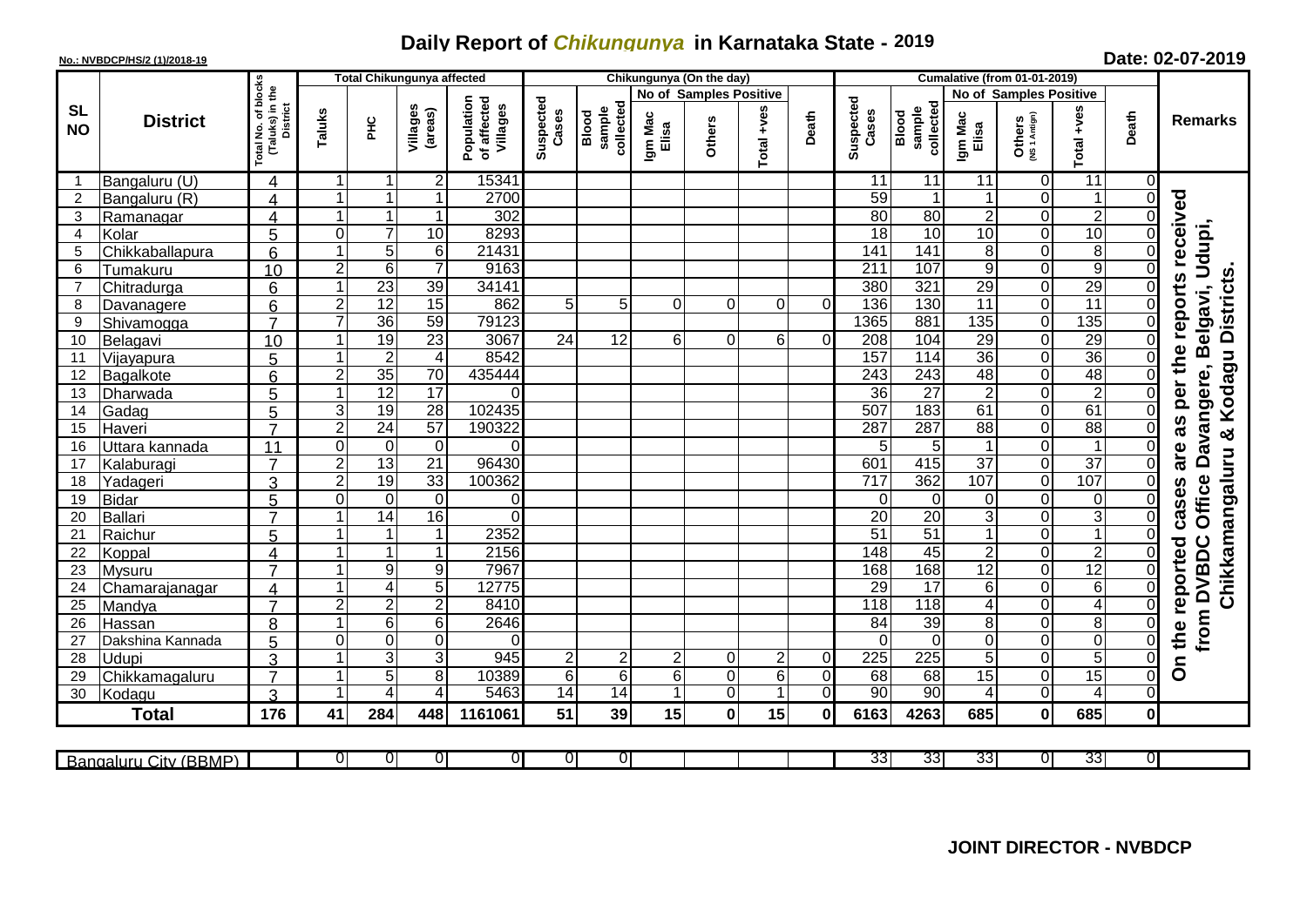# Daily Report of *Chikungunya* in Karnataka State - 2019

**No.: NVBDCP/HS/2 (1)/2018-19**

**Date: 02-07-2019**

| SL NO | District | Total No. of blocks (Taluks) in the District | Total Chikungunya affected | | | | Chikungunya (On the day) | | | | | | | Cumalative (from 01-01-2019) | | | | | | | Remarks |
|---|---|---|---|---|---|---|---|---|---|---|---|---|---|---|---|---|---|---|---|---|---|
| | | | Taluks | PHC | Villages (areas) | Population of affected Villages | Suspected Cases | Blood sample collected | No of Samples Positive | | | Death | Suspected Cases | Blood sample collected | No of Samples Positive | | | Death | |
| | | | | | | | | | Igm Mac Elisa | Others | Total +ves | | | | Igm Mac Elisa | Others (NS 1 Antign) | Total +ves | | |
| 1 | Bangaluru (U) | 4 | 1 | 1 | 2 | 15341 | | | | | | | 11 | 11 | 11 | 0 | 11 | 0 | On the reported cases are as per the reports received from DVBDC Office Davangere, Belgavi, Udupi, Chikkamangaluru & Kodagu Districts. |
| 2 | Bangaluru (R) | 4 | 1 | 1 | 1 | 2700 | | | | | | | 59 | 1 | 1 | 0 | 1 | 0 | |
| 3 | Ramanagar | 4 | 1 | 1 | 1 | 302 | | | | | | | 80 | 80 | 2 | 0 | 2 | 0 | |
| 4 | Kolar | 5 | 0 | 7 | 10 | 8293 | | | | | | | 18 | 10 | 10 | 0 | 10 | 0 | |
| 5 | Chikkaballapura | 6 | 1 | 5 | 6 | 21431 | | | | | | | 141 | 141 | 8 | 0 | 8 | 0 | |
| 6 | Tumakuru | 10 | 2 | 6 | 7 | 9163 | | | | | | | 211 | 107 | 9 | 0 | 9 | 0 | |
| 7 | Chitradurga | 6 | 1 | 23 | 39 | 34141 | | | | | | | 380 | 321 | 29 | 0 | 29 | 0 | |
| 8 | Davanagere | 6 | 2 | 12 | 15 | 862 | 5 | 5 | 0 | 0 | 0 | 0 | 136 | 130 | 11 | 0 | 11 | 0 | |
| 9 | Shivamogga | 7 | 7 | 36 | 59 | 79123 | | | | | | | 1365 | 881 | 135 | 0 | 135 | 0 | |
| 10 | Belagavi | 10 | 1 | 19 | 23 | 3067 | 24 | 12 | 6 | 0 | 6 | 0 | 208 | 104 | 29 | 0 | 29 | 0 | |
| 11 | Vijayapura | 5 | 1 | 2 | 4 | 8542 | | | | | | | 157 | 114 | 36 | 0 | 36 | 0 | |
| 12 | Bagalkote | 6 | 2 | 35 | 70 | 435444 | | | | | | | 243 | 243 | 48 | 0 | 48 | 0 | |
| 13 | Dharwada | 5 | 1 | 12 | 17 | 0 | | | | | | | 36 | 27 | 2 | 0 | 2 | 0 | |
| 14 | Gadag | 5 | 3 | 19 | 28 | 102435 | | | | | | | 507 | 183 | 61 | 0 | 61 | 0 | |
| 15 | Haveri | 7 | 2 | 24 | 57 | 190322 | | | | | | | 287 | 287 | 88 | 0 | 88 | 0 | |
| 16 | Uttara kannada | 11 | 0 | 0 | 0 | 0 | | | | | | | 5 | 5 | 1 | 0 | 1 | 0 | |
| 17 | Kalaburagi | 7 | 2 | 13 | 21 | 96430 | | | | | | | 601 | 415 | 37 | 0 | 37 | 0 | |
| 18 | Yadageri | 3 | 2 | 19 | 33 | 100362 | | | | | | | 717 | 362 | 107 | 0 | 107 | 0 | |
| 19 | Bidar | 5 | 0 | 0 | 0 | 0 | | | | | | | 0 | 0 | 0 | 0 | 0 | 0 | |
| 20 | Ballari | 7 | 1 | 14 | 16 | 0 | | | | | | | 20 | 20 | 3 | 0 | 3 | 0 | |
| 21 | Raichur | 5 | 1 | 1 | 1 | 2352 | | | | | | | 51 | 51 | 1 | 0 | 1 | 0 | |
| 22 | Koppal | 4 | 1 | 1 | 1 | 2156 | | | | | | | 148 | 45 | 2 | 0 | 2 | 0 | |
| 23 | Mysuru | 7 | 1 | 9 | 9 | 7967 | | | | | | | 168 | 168 | 12 | 0 | 12 | 0 | |
| 24 | Chamarajanagar | 4 | 1 | 4 | 5 | 12775 | | | | | | | 29 | 17 | 6 | 0 | 6 | 0 | |
| 25 | Mandya | 7 | 2 | 2 | 2 | 8410 | | | | | | | 118 | 118 | 4 | 0 | 4 | 0 | |
| 26 | Hassan | 8 | 1 | 6 | 6 | 2646 | | | | | | | 84 | 39 | 8 | 0 | 8 | 0 | |
| 27 | Dakshina Kannada | 5 | 0 | 0 | 0 | 0 | | | | | | | 0 | 0 | 0 | 0 | 0 | 0 | |
| 28 | Udupi | 3 | 1 | 3 | 3 | 945 | 2 | 2 | 2 | 0 | 2 | 0 | 225 | 225 | 5 | 0 | 5 | 0 | |
| 29 | Chikkamagaluru | 7 | 1 | 5 | 8 | 10389 | 6 | 6 | 6 | 0 | 6 | 0 | 68 | 68 | 15 | 0 | 15 | 0 | |
| 30 | Kodagu | 3 | 1 | 4 | 4 | 5463 | 14 | 14 | 1 | 0 | 1 | 0 | 90 | 90 | 4 | 0 | 4 | 0 | |
| **Total** | | **176** | **41** | **284** | **448** | **1161061** | **51** | **39** | **15** | **0** | **15** | **0** | **6163** | **4263** | **685** | **0** | **685** | **0** | |

| | | | | | | | | | | | | | | | | | | |
|---|---|---|---|---|---|---|---|---|---|---|---|---|---|---|---|---|---|---|
| Bangaluru City (BBMP) | | 0 | 0 | 0 | 0 | 0 | 0 | | | | | 33 | 33 | 33 | 0 | 33 | 0 | |

**JOINT DIRECTOR - NVBDCP**